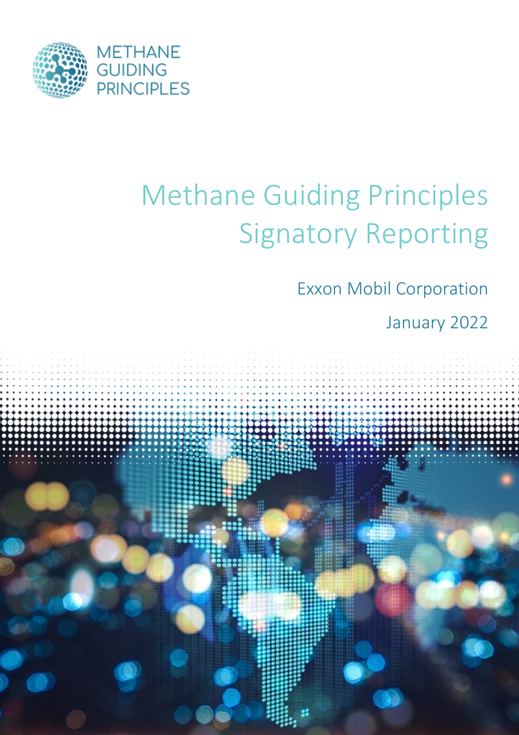METHANE GUIDING PRINCIPLES

# Methane Guiding Principles Signatory Reporting

Exxon Mobil Corporation

January 2022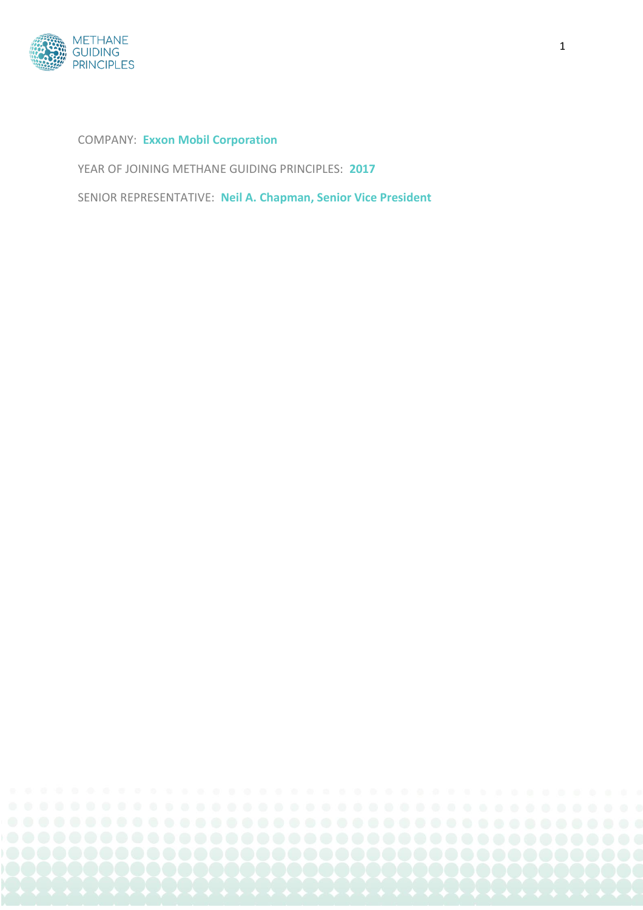COMPANY: **Exxon Mobil Corporation**

YEAR OF JOINING METHANE GUIDING PRINCIPLES: **2017**

SENIOR REPRESENTATIVE: **Neil A. Chapman, Senior Vice President**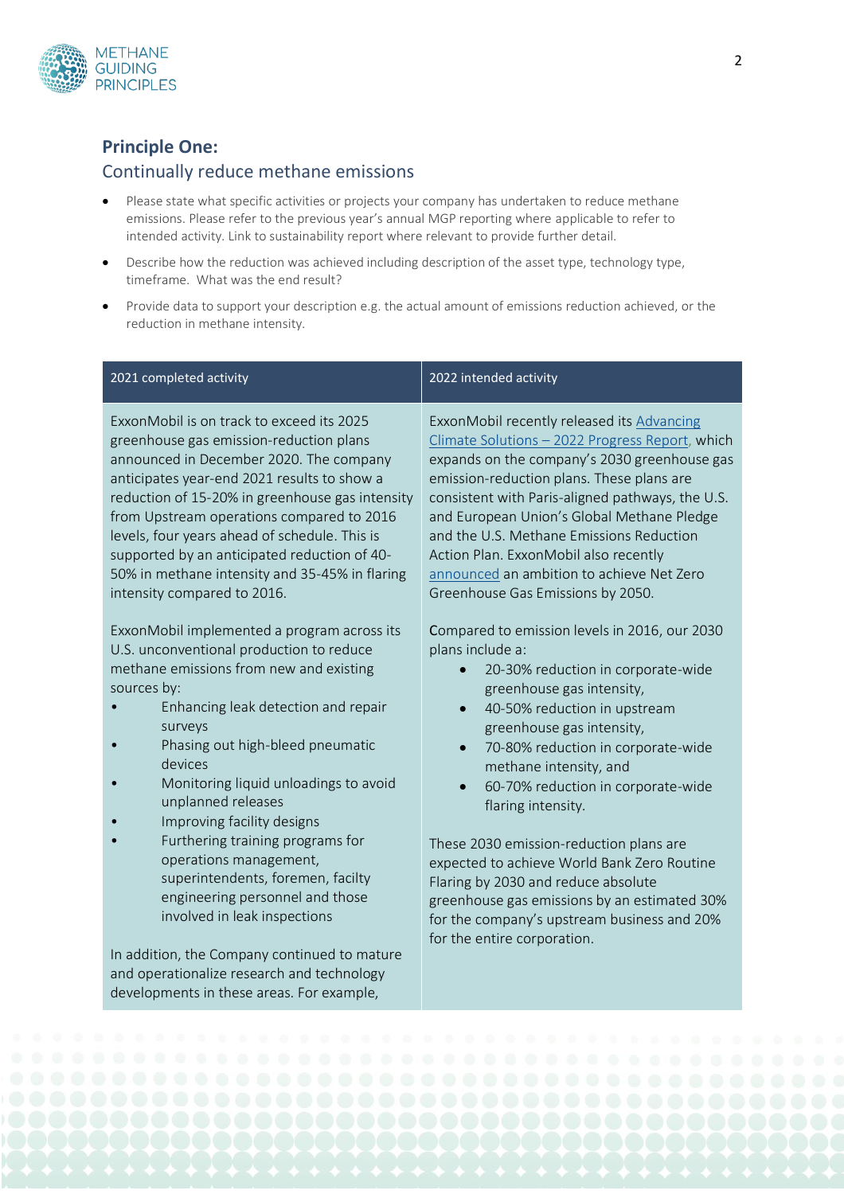## Principle One:

### Continually reduce methane emissions

- Please state what specific activities or projects your company has undertaken to reduce methane emissions. Please refer to the previous year's annual MGP reporting where applicable to refer to intended activity. Link to sustainability report where relevant to provide further detail.
- Describe how the reduction was achieved including description of the asset type, technology type, timeframe. What was the end result?
- Provide data to support your description e.g. the actual amount of emissions reduction achieved, or the reduction in methane intensity.

| 2021 completed activity | 2022 intended activity |
|---|---|
| ExxonMobil is on track to exceed its 2025 greenhouse gas emission-reduction plans announced in December 2020. The company anticipates year-end 2021 results to show a reduction of 15-20% in greenhouse gas intensity from Upstream operations compared to 2016 levels, four years ahead of schedule. This is supported by an anticipated reduction of 40-50% in methane intensity and 35-45% in flaring intensity compared to 2016.<br><br>ExxonMobil implemented a program across its U.S. unconventional production to reduce methane emissions from new and existing sources by:<br>• Enhancing leak detection and repair surveys<br>• Phasing out high-bleed pneumatic devices<br>• Monitoring liquid unloadings to avoid unplanned releases<br>• Improving facility designs<br>• Furthering training programs for operations management, superintendents, foremen, facilty engineering personnel and those involved in leak inspections<br><br>In addition, the Company continued to mature and operationalize research and technology developments in these areas. For example, | ExxonMobil recently released its Advancing Climate Solutions – 2022 Progress Report, which expands on the company's 2030 greenhouse gas emission-reduction plans. These plans are consistent with Paris-aligned pathways, the U.S. and European Union's Global Methane Pledge and the U.S. Methane Emissions Reduction Action Plan. ExxonMobil also recently announced an ambition to achieve Net Zero Greenhouse Gas Emissions by 2050.<br><br>Compared to emission levels in 2016, our 2030 plans include a:<br>• 20-30% reduction in corporate-wide greenhouse gas intensity,<br>• 40-50% reduction in upstream greenhouse gas intensity,<br>• 70-80% reduction in corporate-wide methane intensity, and<br>• 60-70% reduction in corporate-wide flaring intensity.<br><br>These 2030 emission-reduction plans are expected to achieve World Bank Zero Routine Flaring by 2030 and reduce absolute greenhouse gas emissions by an estimated 30% for the company's upstream business and 20% for the entire corporation. |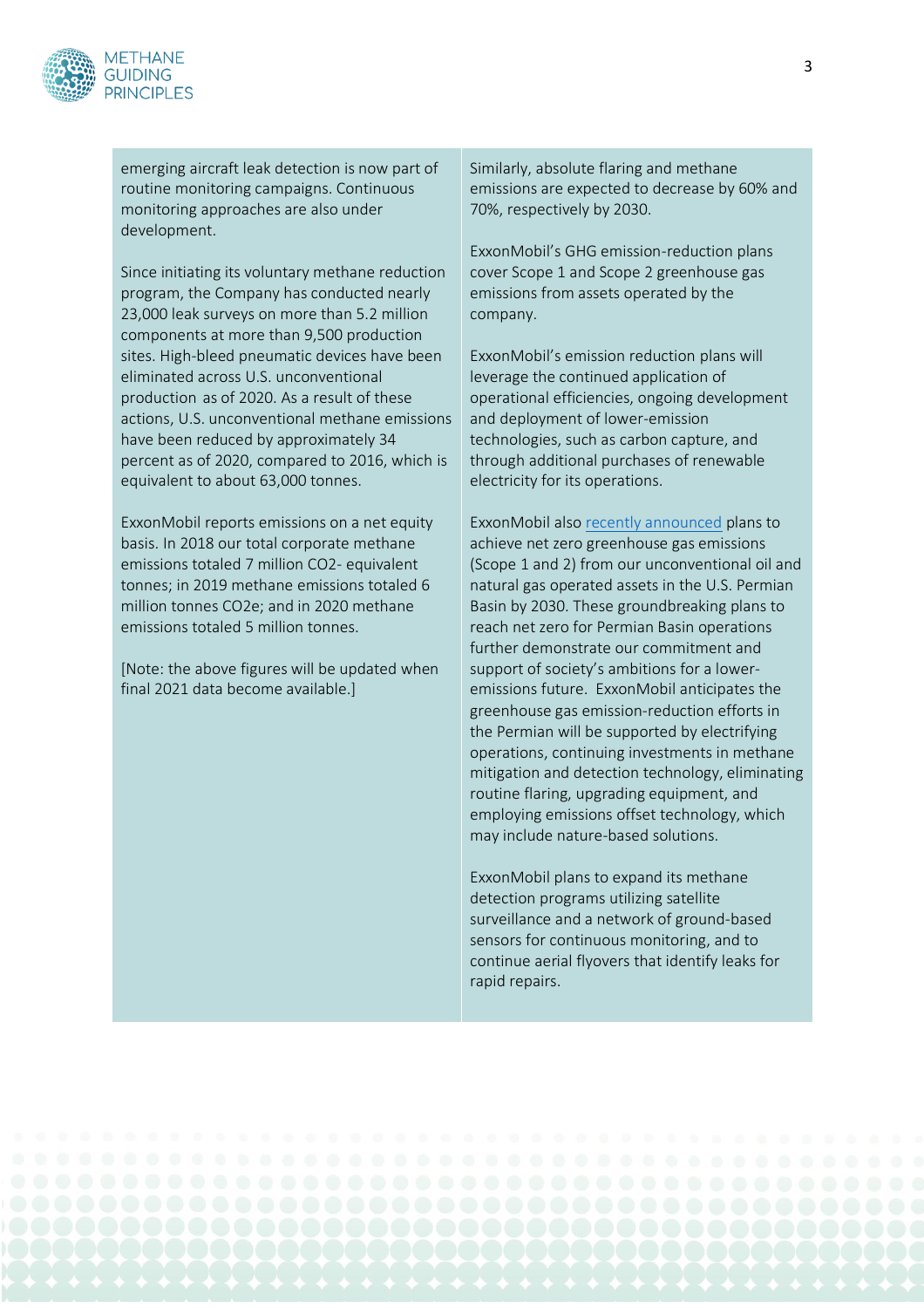emerging aircraft leak detection is now part of routine monitoring campaigns. Continuous monitoring approaches are also under development.

Since initiating its voluntary methane reduction program, the Company has conducted nearly 23,000 leak surveys on more than 5.2 million components at more than 9,500 production sites. High-bleed pneumatic devices have been eliminated across U.S. unconventional production as of 2020. As a result of these actions, U.S. unconventional methane emissions have been reduced by approximately 34 percent as of 2020, compared to 2016, which is equivalent to about 63,000 tonnes.

ExxonMobil reports emissions on a net equity basis. In 2018 our total corporate methane emissions totaled 7 million CO2- equivalent tonnes; in 2019 methane emissions totaled 6 million tonnes CO2e; and in 2020 methane emissions totaled 5 million tonnes.

[Note: the above figures will be updated when final 2021 data become available.]

Similarly, absolute flaring and methane emissions are expected to decrease by 60% and 70%, respectively by 2030.

ExxonMobil's GHG emission-reduction plans cover Scope 1 and Scope 2 greenhouse gas emissions from assets operated by the company.

ExxonMobil's emission reduction plans will leverage the continued application of operational efficiencies, ongoing development and deployment of lower-emission technologies, such as carbon capture, and through additional purchases of renewable electricity for its operations.

ExxonMobil also recently announced plans to achieve net zero greenhouse gas emissions (Scope 1 and 2) from our unconventional oil and natural gas operated assets in the U.S. Permian Basin by 2030. These groundbreaking plans to reach net zero for Permian Basin operations further demonstrate our commitment and support of society's ambitions for a lower-emissions future. ExxonMobil anticipates the greenhouse gas emission-reduction efforts in the Permian will be supported by electrifying operations, continuing investments in methane mitigation and detection technology, eliminating routine flaring, upgrading equipment, and employing emissions offset technology, which may include nature-based solutions.

ExxonMobil plans to expand its methane detection programs utilizing satellite surveillance and a network of ground-based sensors for continuous monitoring, and to continue aerial flyovers that identify leaks for rapid repairs.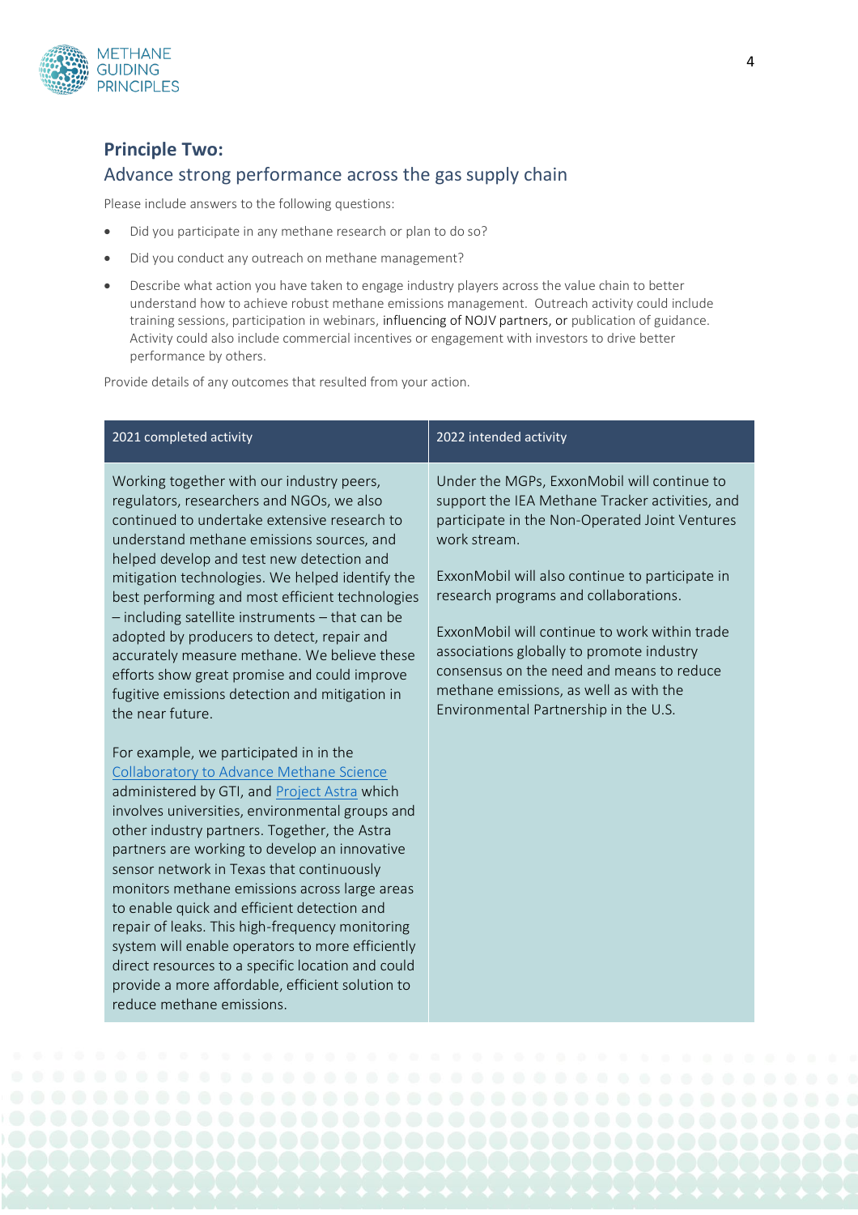## Principle Two:

### Advance strong performance across the gas supply chain

Please include answers to the following questions:

- Did you participate in any methane research or plan to do so?
- Did you conduct any outreach on methane management?
- Describe what action you have taken to engage industry players across the value chain to better understand how to achieve robust methane emissions management. Outreach activity could include training sessions, participation in webinars, influencing of NOJV partners, or publication of guidance. Activity could also include commercial incentives or engagement with investors to drive better performance by others.

Provide details of any outcomes that resulted from your action.

| 2021 completed activity | 2022 intended activity |
| --- | --- |
| Working together with our industry peers, regulators, researchers and NGOs, we also continued to undertake extensive research to understand methane emissions sources, and helped develop and test new detection and mitigation technologies. We helped identify the best performing and most efficient technologies – including satellite instruments – that can be adopted by producers to detect, repair and accurately measure methane. We believe these efforts show great promise and could improve fugitive emissions detection and mitigation in the near future.<br><br>For example, we participated in in the Collaboratory to Advance Methane Science administered by GTI, and Project Astra which involves universities, environmental groups and other industry partners. Together, the Astra partners are working to develop an innovative sensor network in Texas that continuously monitors methane emissions across large areas to enable quick and efficient detection and repair of leaks. This high-frequency monitoring system will enable operators to more efficiently direct resources to a specific location and could provide a more affordable, efficient solution to reduce methane emissions. | Under the MGPs, ExxonMobil will continue to support the IEA Methane Tracker activities, and participate in the Non-Operated Joint Ventures work stream.<br><br>ExxonMobil will also continue to participate in research programs and collaborations.<br><br>ExxonMobil will continue to work within trade associations globally to promote industry consensus on the need and means to reduce methane emissions, as well as with the Environmental Partnership in the U.S. |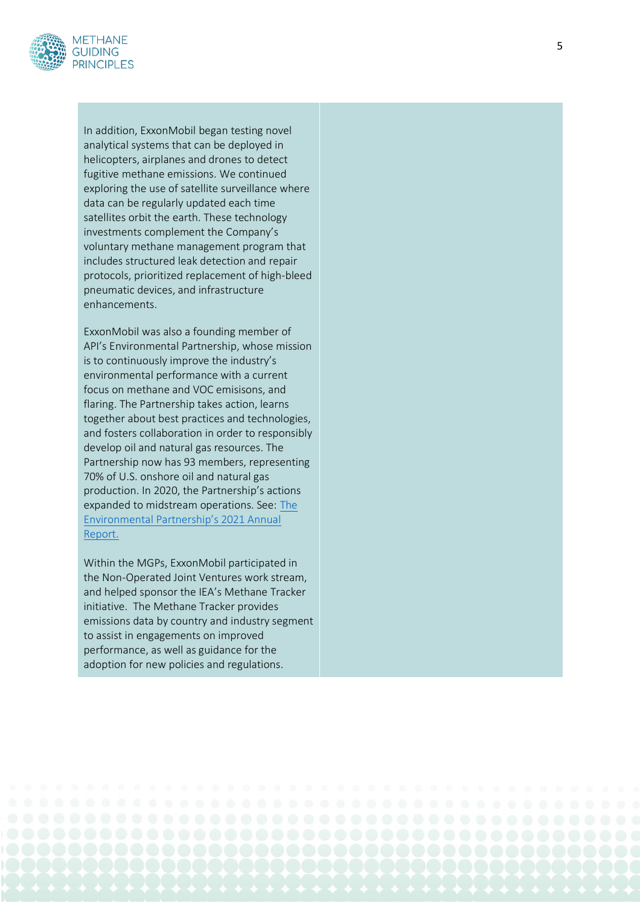In addition, ExxonMobil began testing novel analytical systems that can be deployed in helicopters, airplanes and drones to detect fugitive methane emissions. We continued exploring the use of satellite surveillance where data can be regularly updated each time satellites orbit the earth. These technology investments complement the Company's voluntary methane management program that includes structured leak detection and repair protocols, prioritized replacement of high-bleed pneumatic devices, and infrastructure enhancements.

ExxonMobil was also a founding member of API's Environmental Partnership, whose mission is to continuously improve the industry's environmental performance with a current focus on methane and VOC emisisons, and flaring. The Partnership takes action, learns together about best practices and technologies, and fosters collaboration in order to responsibly develop oil and natural gas resources. The Partnership now has 93 members, representing 70% of U.S. onshore oil and natural gas production. In 2020, the Partnership's actions expanded to midstream operations. See: The Environmental Partnership's 2021 Annual Report.

Within the MGPs, ExxonMobil participated in the Non-Operated Joint Ventures work stream, and helped sponsor the IEA's Methane Tracker initiative. The Methane Tracker provides emissions data by country and industry segment to assist in engagements on improved performance, as well as guidance for the adoption for new policies and regulations.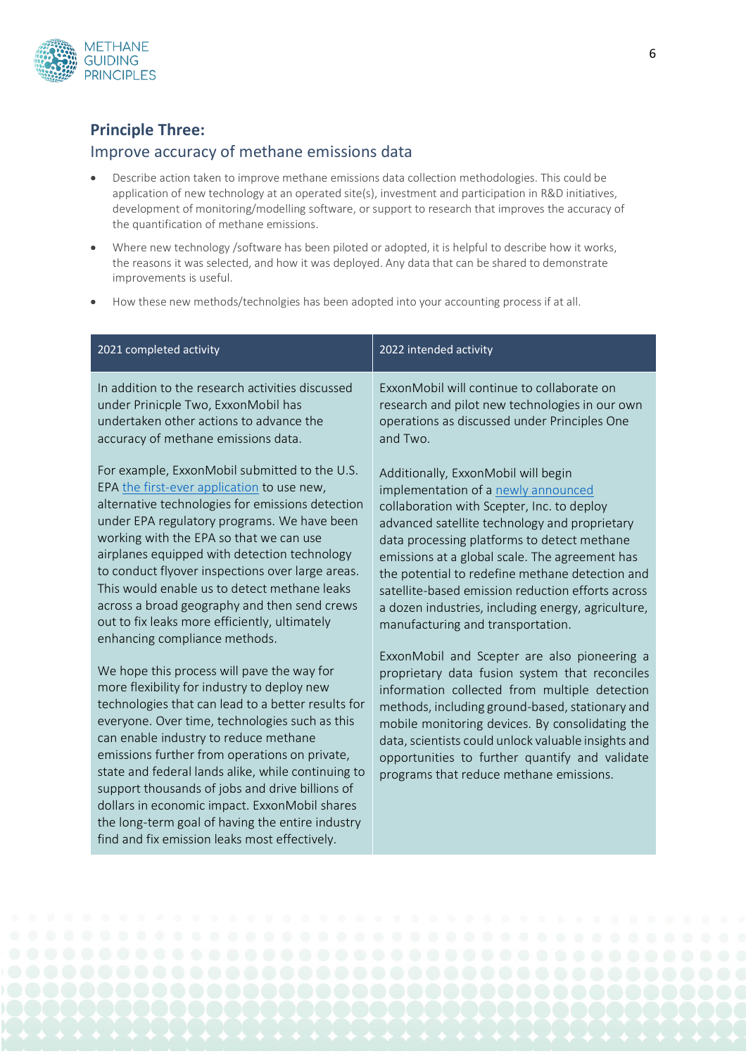## Principle Three:

### Improve accuracy of methane emissions data

- Describe action taken to improve methane emissions data collection methodologies. This could be application of new technology at an operated site(s), investment and participation in R&D initiatives, development of monitoring/modelling software, or support to research that improves the accuracy of the quantification of methane emissions.
- Where new technology /software has been piloted or adopted, it is helpful to describe how it works, the reasons it was selected, and how it was deployed. Any data that can be shared to demonstrate improvements is useful.
- How these new methods/technolgies has been adopted into your accounting process if at all.

| 2021 completed activity | 2022 intended activity |
|---|---|
| In addition to the research activities discussed under Prinicple Two, ExxonMobil has undertaken other actions to advance the accuracy of methane emissions data.<br><br>For example, ExxonMobil submitted to the U.S. EPA the first-ever application to use new, alternative technologies for emissions detection under EPA regulatory programs. We have been working with the EPA so that we can use airplanes equipped with detection technology to conduct flyover inspections over large areas. This would enable us to detect methane leaks across a broad geography and then send crews out to fix leaks more efficiently, ultimately enhancing compliance methods.<br><br>We hope this process will pave the way for more flexibility for industry to deploy new technologies that can lead to a better results for everyone. Over time, technologies such as this can enable industry to reduce methane emissions further from operations on private, state and federal lands alike, while continuing to support thousands of jobs and drive billions of dollars in economic impact. ExxonMobil shares the long-term goal of having the entire industry find and fix emission leaks most effectively. | ExxonMobil will continue to collaborate on research and pilot new technologies in our own operations as discussed under Principles One and Two.<br><br>Additionally, ExxonMobil will begin implementation of a newly announced collaboration with Scepter, Inc. to deploy advanced satellite technology and proprietary data processing platforms to detect methane emissions at a global scale. The agreement has the potential to redefine methane detection and satellite-based emission reduction efforts across a dozen industries, including energy, agriculture, manufacturing and transportation.<br><br>ExxonMobil and Scepter are also pioneering a proprietary data fusion system that reconciles information collected from multiple detection methods, including ground-based, stationary and mobile monitoring devices. By consolidating the data, scientists could unlock valuable insights and opportunities to further quantify and validate programs that reduce methane emissions. |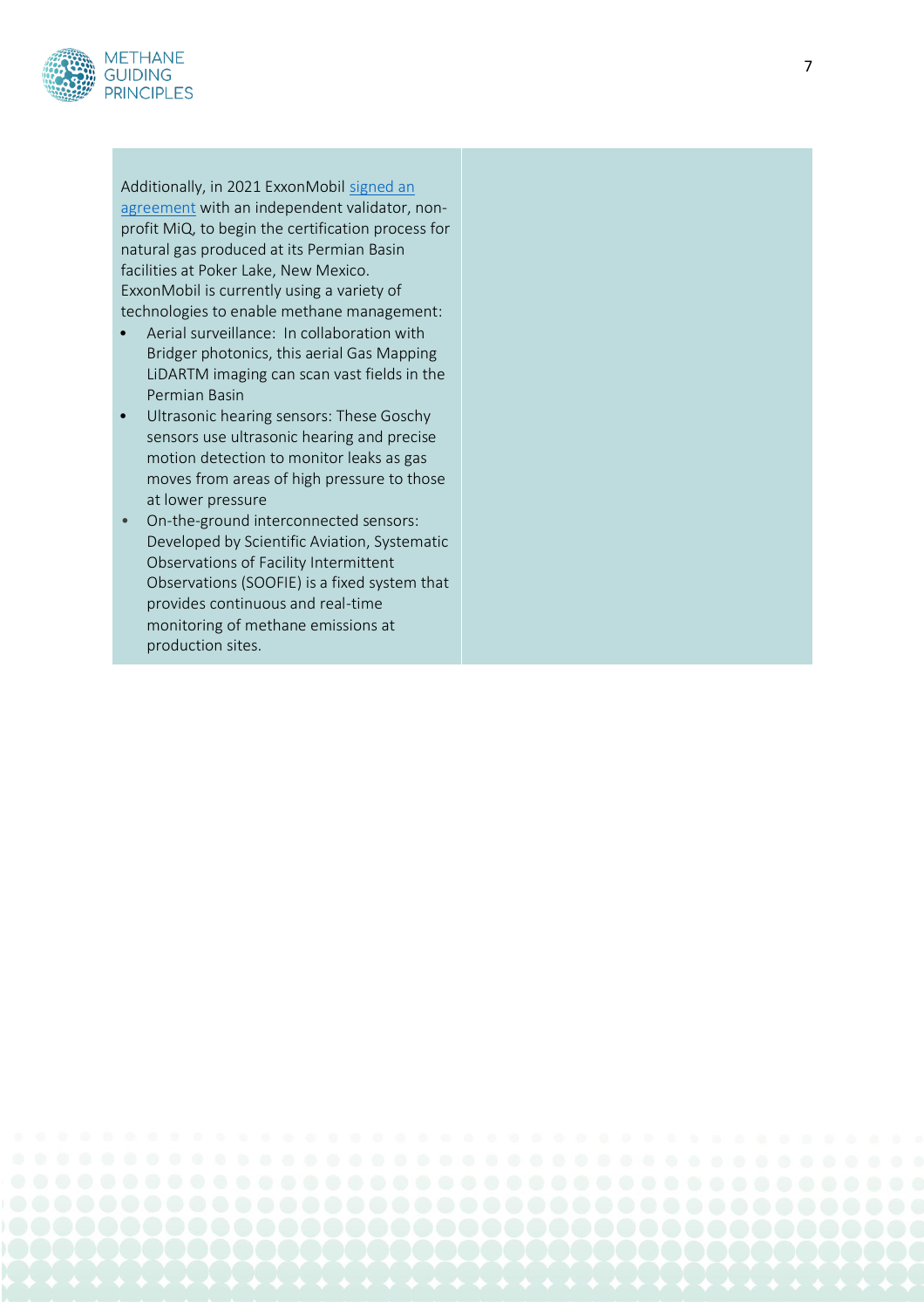Additionally, in 2021 ExxonMobil [signed an agreement] with an independent validator, non-profit MiQ, to begin the certification process for natural gas produced at its Permian Basin facilities at Poker Lake, New Mexico. ExxonMobil is currently using a variety of technologies to enable methane management:

- Aerial surveillance: In collaboration with Bridger photonics, this aerial Gas Mapping LiDARTM imaging can scan vast fields in the Permian Basin
- Ultrasonic hearing sensors: These Goschy sensors use ultrasonic hearing and precise motion detection to monitor leaks as gas moves from areas of high pressure to those at lower pressure
- On-the-ground interconnected sensors: Developed by Scientific Aviation, Systematic Observations of Facility Intermittent Observations (SOOFIE) is a fixed system that provides continuous and real-time monitoring of methane emissions at production sites.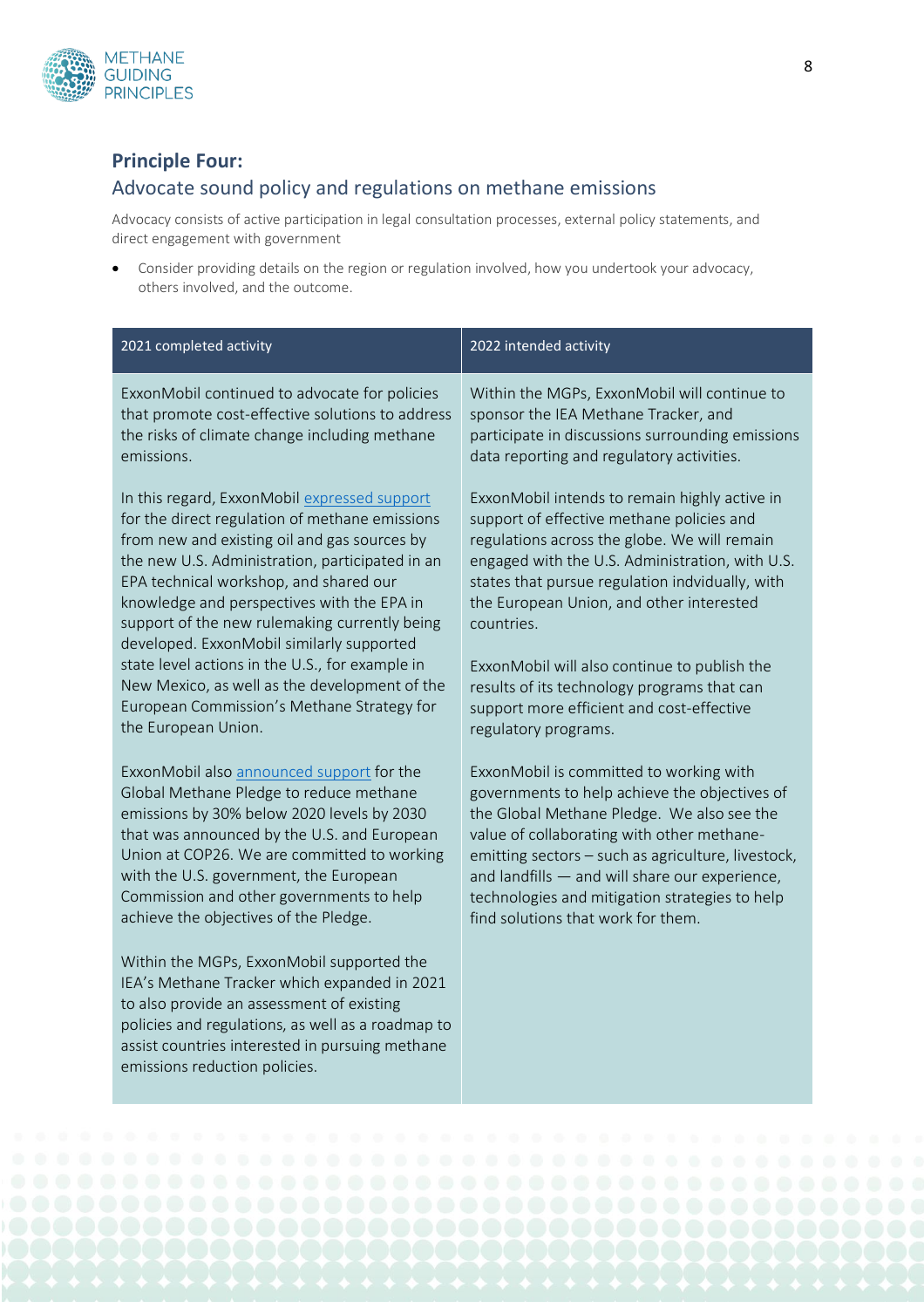## Principle Four:

### Advocate sound policy and regulations on methane emissions

Advocacy consists of active participation in legal consultation processes, external policy statements, and direct engagement with government

- Consider providing details on the region or regulation involved, how you undertook your advocacy, others involved, and the outcome.

| 2021 completed activity | 2022 intended activity |
|---|---|
| ExxonMobil continued to advocate for policies that promote cost-effective solutions to address the risks of climate change including methane emissions.<br><br>In this regard, ExxonMobil expressed support for the direct regulation of methane emissions from new and existing oil and gas sources by the new U.S. Administration, participated in an EPA technical workshop, and shared our knowledge and perspectives with the EPA in support of the new rulemaking currently being developed. ExxonMobil similarly supported state level actions in the U.S., for example in New Mexico, as well as the development of the European Commission's Methane Strategy for the European Union.<br><br>ExxonMobil also announced support for the Global Methane Pledge to reduce methane emissions by 30% below 2020 levels by 2030 that was announced by the U.S. and European Union at COP26. We are committed to working with the U.S. government, the European Commission and other governments to help achieve the objectives of the Pledge.<br><br>Within the MGPs, ExxonMobil supported the IEA's Methane Tracker which expanded in 2021 to also provide an assessment of existing policies and regulations, as well as a roadmap to assist countries interested in pursuing methane emissions reduction policies. | Within the MGPs, ExxonMobil will continue to sponsor the IEA Methane Tracker, and participate in discussions surrounding emissions data reporting and regulatory activities.<br><br>ExxonMobil intends to remain highly active in support of effective methane policies and regulations across the globe. We will remain engaged with the U.S. Administration, with U.S. states that pursue regulation indvidually, with the European Union, and other interested countries.<br><br>ExxonMobil will also continue to publish the results of its technology programs that can support more efficient and cost-effective regulatory programs.<br><br>ExxonMobil is committed to working with governments to help achieve the objectives of the Global Methane Pledge. We also see the value of collaborating with other methane-emitting sectors – such as agriculture, livestock, and landfills — and will share our experience, technologies and mitigation strategies to help find solutions that work for them. |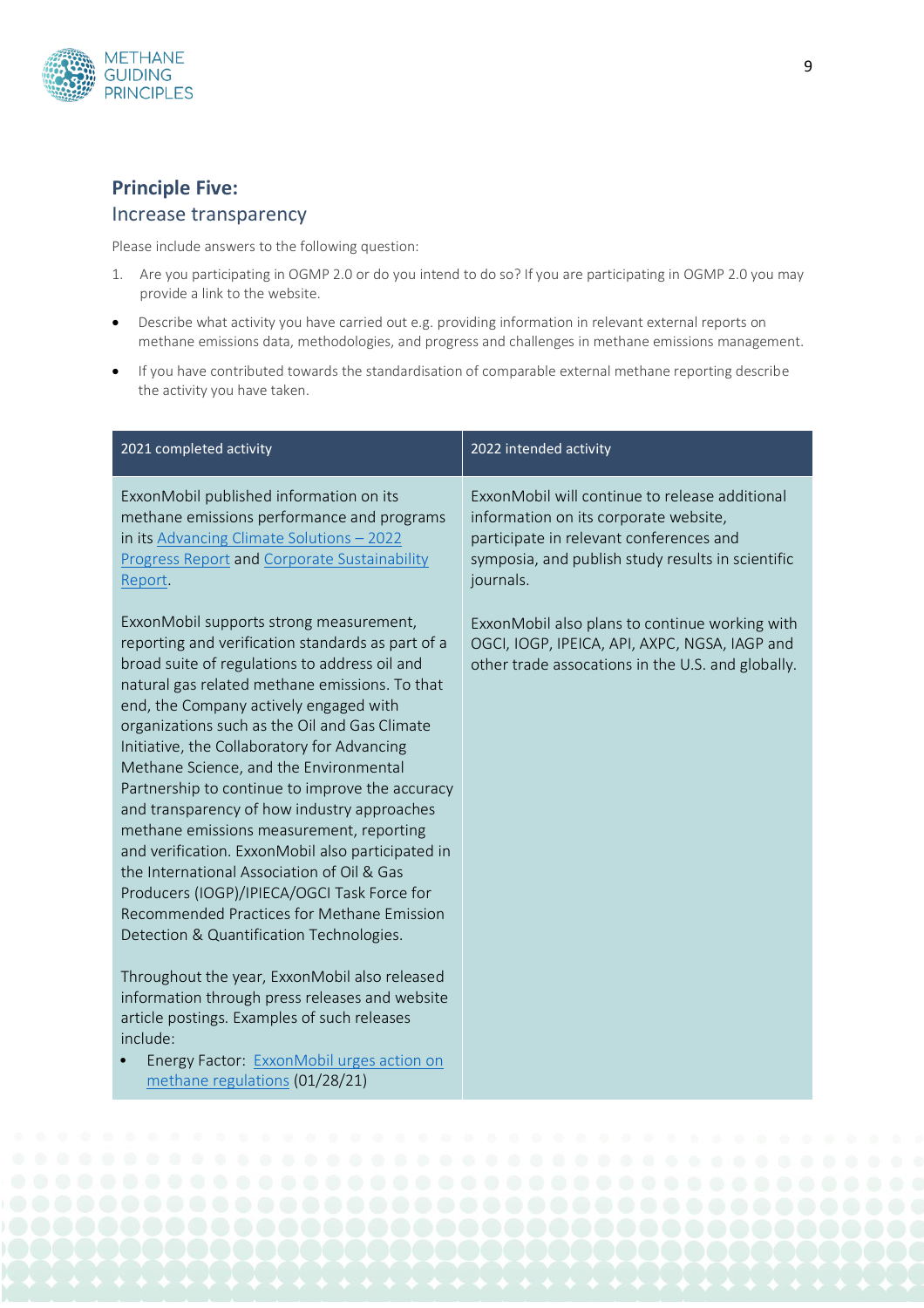## Principle Five:

### Increase transparency

Please include answers to the following question:

1. Are you participating in OGMP 2.0 or do you intend to do so? If you are participating in OGMP 2.0 you may provide a link to the website.

- Describe what activity you have carried out e.g. providing information in relevant external reports on methane emissions data, methodologies, and progress and challenges in methane emissions management.
- If you have contributed towards the standardisation of comparable external methane reporting describe the activity you have taken.

| 2021 completed activity | 2022 intended activity |
|---|---|
| ExxonMobil published information on its methane emissions performance and programs in its Advancing Climate Solutions – 2022 Progress Report and Corporate Sustainability Report.<br><br>ExxonMobil supports strong measurement, reporting and verification standards as part of a broad suite of regulations to address oil and natural gas related methane emissions. To that end, the Company actively engaged with organizations such as the Oil and Gas Climate Initiative, the Collaboratory for Advancing Methane Science, and the Environmental Partnership to continue to improve the accuracy and transparency of how industry approaches methane emissions measurement, reporting and verification. ExxonMobil also participated in the International Association of Oil & Gas Producers (IOGP)/IPIECA/OGCI Task Force for Recommended Practices for Methane Emission Detection & Quantification Technologies.<br><br>Throughout the year, ExxonMobil also released information through press releases and website article postings. Examples of such releases include:<br>• Energy Factor: ExxonMobil urges action on methane regulations (01/28/21) | ExxonMobil will continue to release additional information on its corporate website, participate in relevant conferences and symposia, and publish study results in scientific journals.<br><br>ExxonMobil also plans to continue working with OGCI, IOGP, IPEICA, API, AXPC, NGSA, IAGP and other trade assocations in the U.S. and globally. |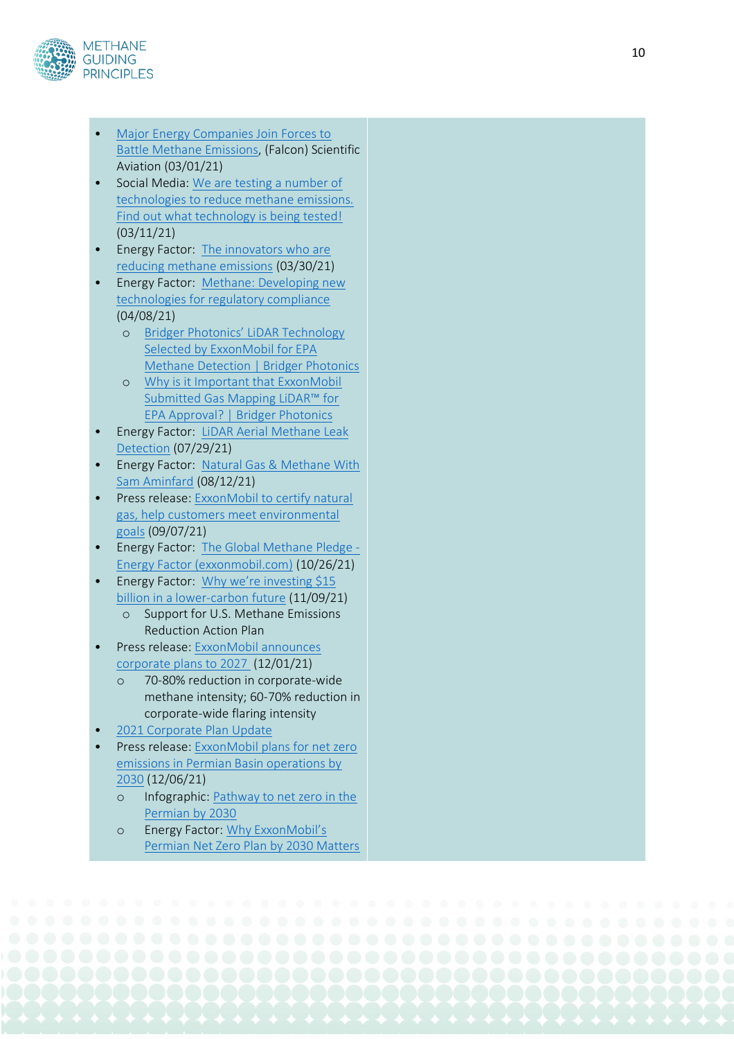- Major Energy Companies Join Forces to Battle Methane Emissions, (Falcon) Scientific Aviation (03/01/21)
- Social Media: We are testing a number of technologies to reduce methane emissions. Find out what technology is being tested! (03/11/21)
- Energy Factor: The innovators who are reducing methane emissions (03/30/21)
- Energy Factor: Methane: Developing new technologies for regulatory compliance (04/08/21)
  - Bridger Photonics' LiDAR Technology Selected by ExxonMobil for EPA Methane Detection | Bridger Photonics
  - Why is it Important that ExxonMobil Submitted Gas Mapping LiDAR™ for EPA Approval? | Bridger Photonics
- Energy Factor: LiDAR Aerial Methane Leak Detection (07/29/21)
- Energy Factor: Natural Gas & Methane With Sam Aminfard (08/12/21)
- Press release: ExxonMobil to certify natural gas, help customers meet environmental goals (09/07/21)
- Energy Factor: The Global Methane Pledge - Energy Factor (exxonmobil.com) (10/26/21)
- Energy Factor: Why we're investing $15 billion in a lower-carbon future (11/09/21)
  - Support for U.S. Methane Emissions Reduction Action Plan
- Press release: ExxonMobil announces corporate plans to 2027 (12/01/21)
  - 70-80% reduction in corporate-wide methane intensity; 60-70% reduction in corporate-wide flaring intensity
- 2021 Corporate Plan Update
- Press release: ExxonMobil plans for net zero emissions in Permian Basin operations by 2030 (12/06/21)
  - Infographic: Pathway to net zero in the Permian by 2030
  - Energy Factor: Why ExxonMobil's Permian Net Zero Plan by 2030 Matters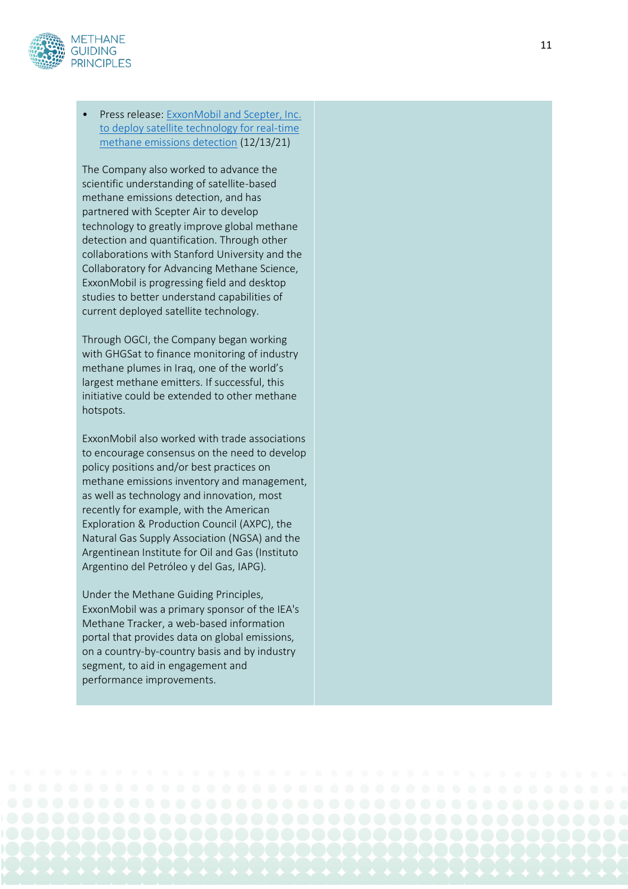- Press release: [ExxonMobil and Scepter, Inc. to deploy satellite technology for real-time methane emissions detection](#) (12/13/21)

The Company also worked to advance the scientific understanding of satellite-based methane emissions detection, and has partnered with Scepter Air to develop technology to greatly improve global methane detection and quantification. Through other collaborations with Stanford University and the Collaboratory for Advancing Methane Science, ExxonMobil is progressing field and desktop studies to better understand capabilities of current deployed satellite technology.

Through OGCI, the Company began working with GHGSat to finance monitoring of industry methane plumes in Iraq, one of the world's largest methane emitters. If successful, this initiative could be extended to other methane hotspots.

ExxonMobil also worked with trade associations to encourage consensus on the need to develop policy positions and/or best practices on methane emissions inventory and management, as well as technology and innovation, most recently for example, with the American Exploration & Production Council (AXPC), the Natural Gas Supply Association (NGSA) and the Argentinean Institute for Oil and Gas (Instituto Argentino del Petróleo y del Gas, IAPG).

Under the Methane Guiding Principles, ExxonMobil was a primary sponsor of the IEA's Methane Tracker, a web-based information portal that provides data on global emissions, on a country-by-country basis and by industry segment, to aid in engagement and performance improvements.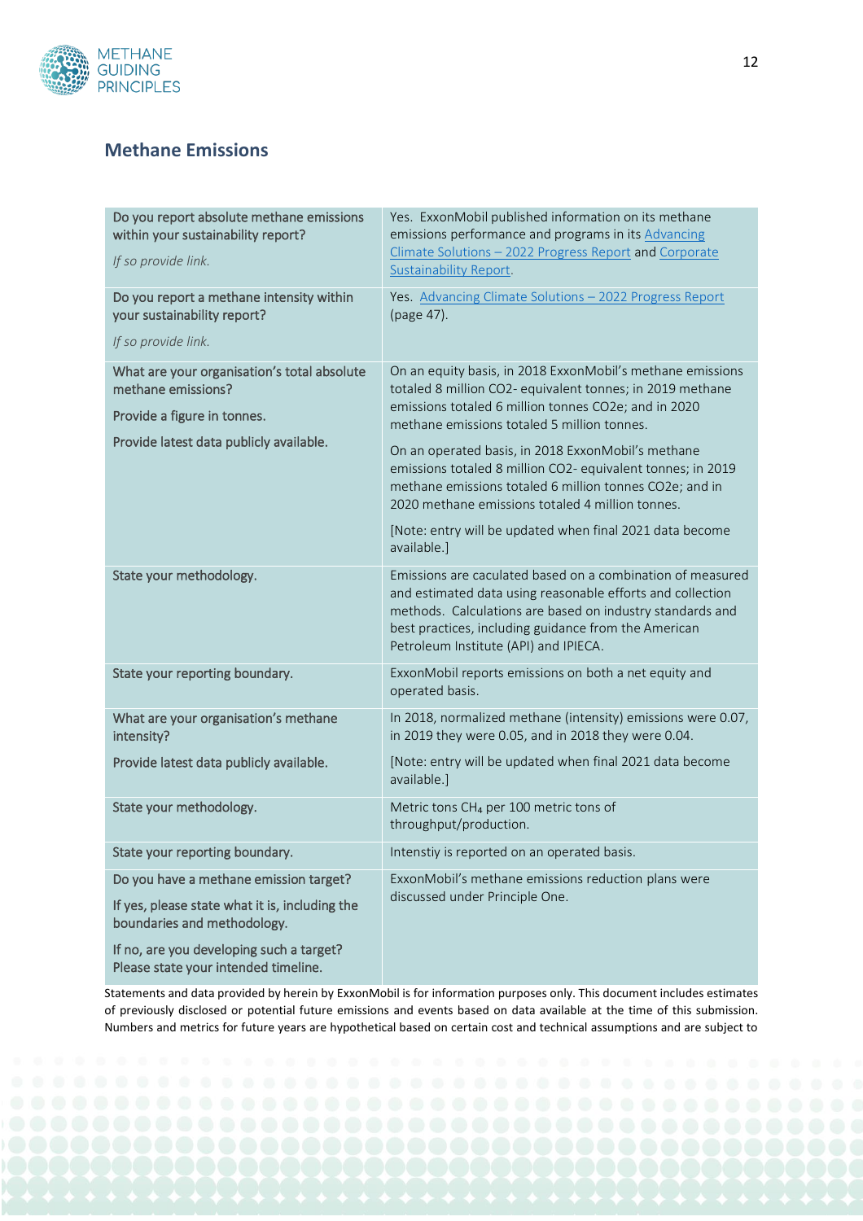## Methane Emissions

| | |
|---|---|
| Do you report absolute methane emissions within your sustainability report?<br><br>*If so provide link.* | Yes. ExxonMobil published information on its methane emissions performance and programs in its [Advancing Climate Solutions – 2022 Progress Report]() and [Corporate Sustainability Report](). |
| Do you report a methane intensity within your sustainability report?<br><br>*If so provide link.* | Yes. [Advancing Climate Solutions – 2022 Progress Report]() (page 47). |
| What are your organisation's total absolute methane emissions?<br><br>Provide a figure in tonnes.<br><br>Provide latest data publicly available. | On an equity basis, in 2018 ExxonMobil's methane emissions totaled 8 million CO2- equivalent tonnes; in 2019 methane emissions totaled 6 million tonnes CO2e; and in 2020 methane emissions totaled 5 million tonnes.<br><br>On an operated basis, in 2018 ExxonMobil's methane emissions totaled 8 million CO2- equivalent tonnes; in 2019 methane emissions totaled 6 million tonnes CO2e; and in 2020 methane emissions totaled 4 million tonnes.<br><br>[Note: entry will be updated when final 2021 data become available.] |
| State your methodology. | Emissions are caculated based on a combination of measured and estimated data using reasonable efforts and collection methods. Calculations are based on industry standards and best practices, including guidance from the American Petroleum Institute (API) and IPIECA. |
| State your reporting boundary. | ExxonMobil reports emissions on both a net equity and operated basis. |
| What are your organisation's methane intensity?<br><br>Provide latest data publicly available. | In 2018, normalized methane (intensity) emissions were 0.07, in 2019 they were 0.05, and in 2018 they were 0.04.<br><br>[Note: entry will be updated when final 2021 data become available.] |
| State your methodology. | Metric tons $CH_4$ per 100 metric tons of throughput/production. |
| State your reporting boundary. | Intenstiy is reported on an operated basis. |
| Do you have a methane emission target?<br><br>If yes, please state what it is, including the boundaries and methodology.<br><br>If no, are you developing such a target? Please state your intended timeline. | ExxonMobil's methane emissions reduction plans were discussed under Principle One. |

Statements and data provided by herein by ExxonMobil is for information purposes only. This document includes estimates of previously disclosed or potential future emissions and events based on data available at the time of this submission. Numbers and metrics for future years are hypothetical based on certain cost and technical assumptions and are subject to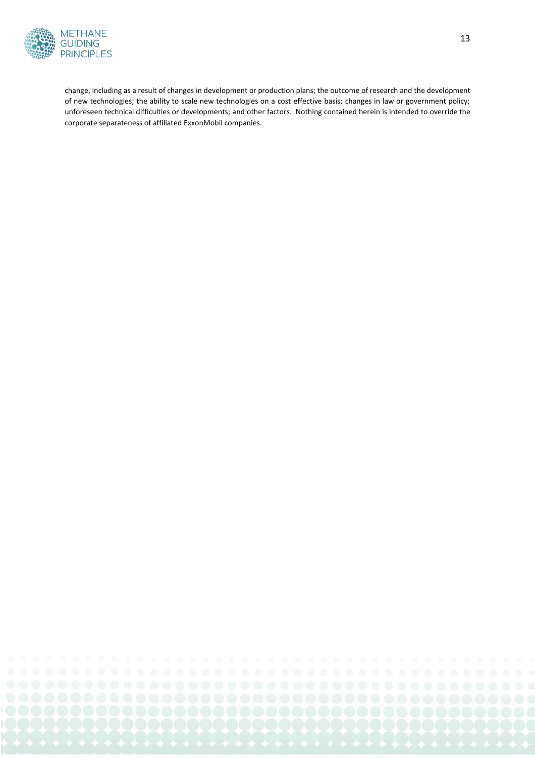change, including as a result of changes in development or production plans; the outcome of research and the development of new technologies; the ability to scale new technologies on a cost effective basis; changes in law or government policy; unforeseen technical difficulties or developments; and other factors. Nothing contained herein is intended to override the corporate separateness of affiliated ExxonMobil companies.